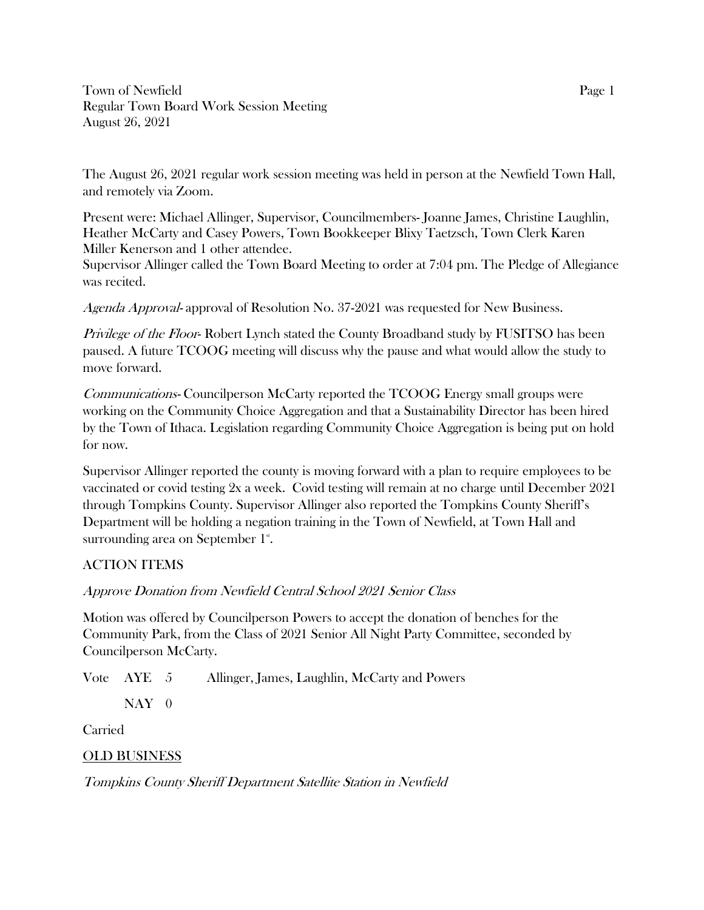Town of Newfield
Regular Town Board Work Session Meeting
August 26, 2021

The August 26, 2021 regular work session meeting was held in person at the Newfield Town Hall, and remotely via Zoom.

Present were: Michael Allinger, Supervisor, Councilmembers- Joanne James, Christine Laughlin, Heather McCarty and Casey Powers, Town Bookkeeper Blixy Taetzsch, Town Clerk Karen Miller Kenerson and 1 other attendee.

Supervisor Allinger called the Town Board Meeting to order at 7:04 pm. The Pledge of Allegiance was recited.

*Agenda Approval*- approval of Resolution No. 37-2021 was requested for New Business.

*Privilege of the Floor*- Robert Lynch stated the County Broadband study by FUSITSO has been paused. A future TCOOG meeting will discuss why the pause and what would allow the study to move forward.

*Communications*- Councilperson McCarty reported the TCOOG Energy small groups were working on the Community Choice Aggregation and that a Sustainability Director has been hired by the Town of Ithaca. Legislation regarding Community Choice Aggregation is being put on hold for now.

Supervisor Allinger reported the county is moving forward with a plan to require employees to be vaccinated or covid testing 2x a week. Covid testing will remain at no charge until December 2021 through Tompkins County. Supervisor Allinger also reported the Tompkins County Sheriff's Department will be holding a negation training in the Town of Newfield, at Town Hall and surrounding area on September 1st.

ACTION ITEMS

*Approve Donation from Newfield Central School 2021 Senior Class*

Motion was offered by Councilperson Powers to accept the donation of benches for the Community Park, from the Class of 2021 Senior All Night Party Committee, seconded by Councilperson McCarty.

Vote AYE 5 Allinger, James, Laughlin, McCarty and Powers

NAY 0

Carried

## OLD BUSINESS

*Tompkins County Sheriff Department Satellite Station in Newfield*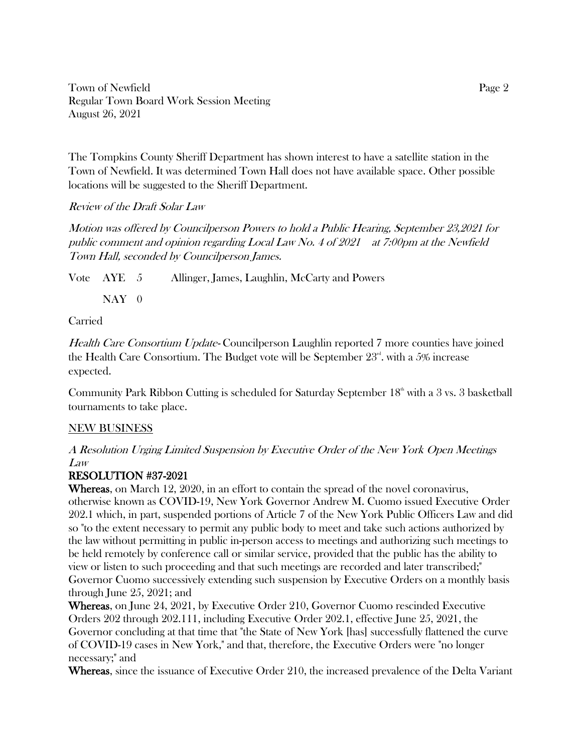The Tompkins County Sheriff Department has shown interest to have a satellite station in the Town of Newfield. It was determined Town Hall does not have available space. Other possible locations will be suggested to the Sheriff Department.

*Review of the Draft Solar Law*

*Motion was offered by Councilperson Powers to hold a Public Hearing, September 23,2021 for public comment and opinion regarding Local Law No. 4 of 2021 at 7:00pm at the Newfield Town Hall, seconded by Councilperson James.*

Vote AYE 5 Allinger, James, Laughlin, McCarty and Powers

NAY 0

Carried

*Health Care Consortium Update*- Councilperson Laughlin reported 7 more counties have joined the Health Care Consortium. The Budget vote will be September 23rd. with a 5% increase expected.

Community Park Ribbon Cutting is scheduled for Saturday September 18th with a 3 vs. 3 basketball tournaments to take place.

<u>NEW BUSINESS</u>

*A Resolution Urging Limited Suspension by Executive Order of the New York Open Meetings Law*

**RESOLUTION #37-2021**

**Whereas**, on March 12, 2020, in an effort to contain the spread of the novel coronavirus, otherwise known as COVID-19, New York Governor Andrew M. Cuomo issued Executive Order 202.1 which, in part, suspended portions of Article 7 of the New York Public Officers Law and did so "to the extent necessary to permit any public body to meet and take such actions authorized by the law without permitting in public in-person access to meetings and authorizing such meetings to be held remotely by conference call or similar service, provided that the public has the ability to view or listen to such proceeding and that such meetings are recorded and later transcribed;" Governor Cuomo successively extending such suspension by Executive Orders on a monthly basis through June 25, 2021; and

**Whereas**, on June 24, 2021, by Executive Order 210, Governor Cuomo rescinded Executive Orders 202 through 202.111, including Executive Order 202.1, effective June 25, 2021, the Governor concluding at that time that "the State of New York [has] successfully flattened the curve of COVID-19 cases in New York," and that, therefore, the Executive Orders were "no longer necessary;" and

**Whereas**, since the issuance of Executive Order 210, the increased prevalence of the Delta Variant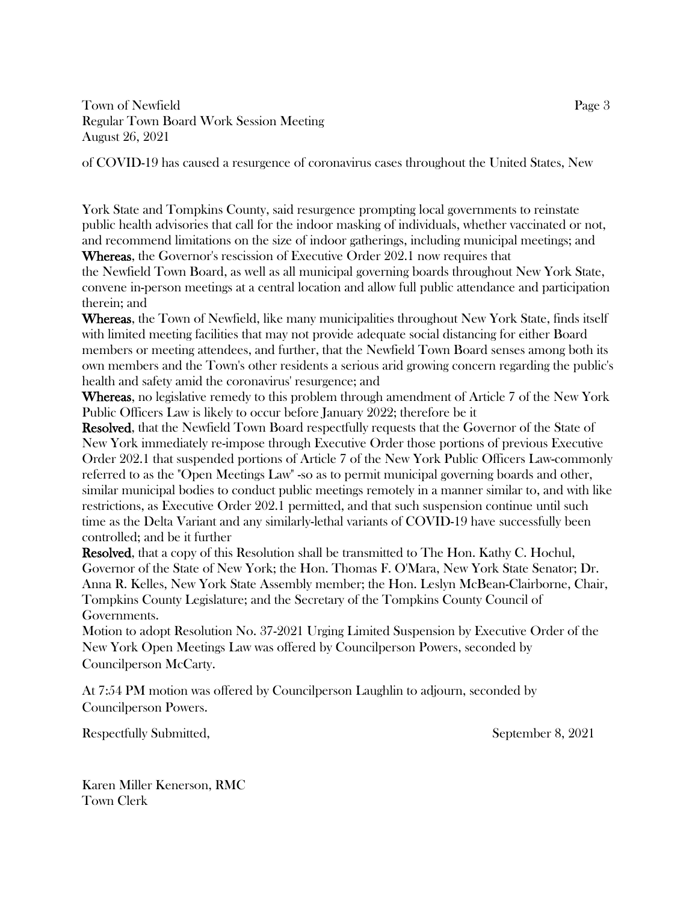of COVID-19 has caused a resurgence of coronavirus cases throughout the United States, New

York State and Tompkins County, said resurgence prompting local governments to reinstate public health advisories that call for the indoor masking of individuals, whether vaccinated or not, and recommend limitations on the size of indoor gatherings, including municipal meetings; and

**Whereas**, the Governor's rescission of Executive Order 202.1 now requires that the Newfield Town Board, as well as all municipal governing boards throughout New York State, convene in-person meetings at a central location and allow full public attendance and participation therein; and

**Whereas**, the Town of Newfield, like many municipalities throughout New York State, finds itself with limited meeting facilities that may not provide adequate social distancing for either Board members or meeting attendees, and further, that the Newfield Town Board senses among both its own members and the Town's other residents a serious arid growing concern regarding the public's health and safety amid the coronavirus' resurgence; and

**Whereas**, no legislative remedy to this problem through amendment of Article 7 of the New York Public Officers Law is likely to occur before January 2022; therefore be it

**Resolved**, that the Newfield Town Board respectfully requests that the Governor of the State of New York immediately re-impose through Executive Order those portions of previous Executive Order 202.1 that suspended portions of Article 7 of the New York Public Officers Law-commonly referred to as the "Open Meetings Law" -so as to permit municipal governing boards and other, similar municipal bodies to conduct public meetings remotely in a manner similar to, and with like restrictions, as Executive Order 202.1 permitted, and that such suspension continue until such time as the Delta Variant and any similarly-lethal variants of COVID-19 have successfully been controlled; and be it further

**Resolved**, that a copy of this Resolution shall be transmitted to The Hon. Kathy C. Hochul, Governor of the State of New York; the Hon. Thomas F. O'Mara, New York State Senator; Dr. Anna R. Kelles, New York State Assembly member; the Hon. Leslyn McBean-Clairborne, Chair, Tompkins County Legislature; and the Secretary of the Tompkins County Council of Governments.

Motion to adopt Resolution No. 37-2021 Urging Limited Suspension by Executive Order of the New York Open Meetings Law was offered by Councilperson Powers, seconded by Councilperson McCarty.

At 7:54 PM motion was offered by Councilperson Laughlin to adjourn, seconded by Councilperson Powers.

Respectfully Submitted, September 8, 2021

Karen Miller Kenerson, RMC
Town Clerk